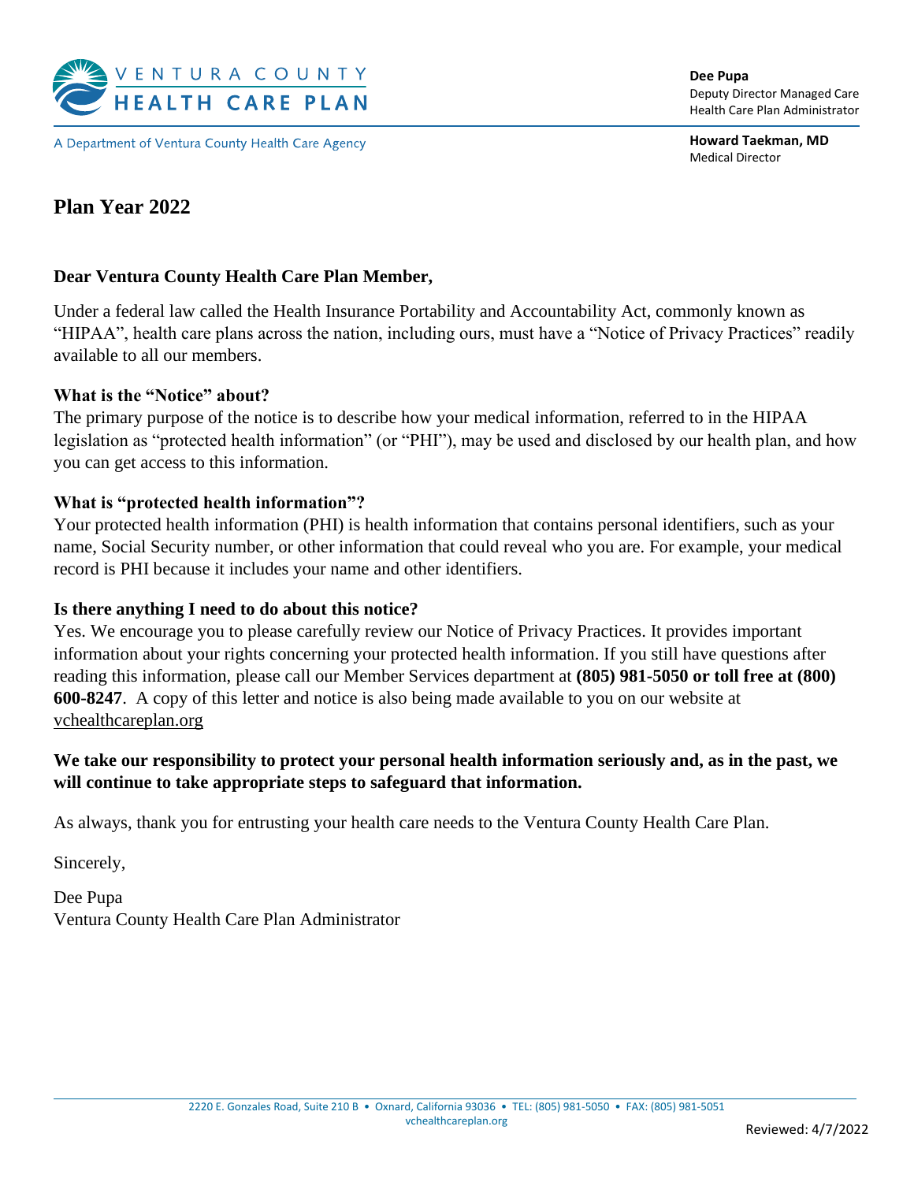VENTURA COUNTY HEALTH CARE PLAN

A Department of Ventura County Health Care Agency

**Dee Pupa**
Deputy Director Managed Care
Health Care Plan Administrator

**Howard Taekman, MD**
Medical Director

# Plan Year 2022

**Dear Ventura County Health Care Plan Member,**

Under a federal law called the Health Insurance Portability and Accountability Act, commonly known as "HIPAA", health care plans across the nation, including ours, must have a "Notice of Privacy Practices" readily available to all our members.

**What is the "Notice" about?**
The primary purpose of the notice is to describe how your medical information, referred to in the HIPAA legislation as "protected health information" (or "PHI"), may be used and disclosed by our health plan, and how you can get access to this information.

**What is "protected health information"?**
Your protected health information (PHI) is health information that contains personal identifiers, such as your name, Social Security number, or other information that could reveal who you are. For example, your medical record is PHI because it includes your name and other identifiers.

**Is there anything I need to do about this notice?**
Yes. We encourage you to please carefully review our Notice of Privacy Practices. It provides important information about your rights concerning your protected health information. If you still have questions after reading this information, please call our Member Services department at **(805) 981-5050 or toll free at (800) 600-8247**. A copy of this letter and notice is also being made available to you on our website at vchealthcareplan.org

**We take our responsibility to protect your personal health information seriously and, as in the past, we will continue to take appropriate steps to safeguard that information.**

As always, thank you for entrusting your health care needs to the Ventura County Health Care Plan.

Sincerely,

Dee Pupa
Ventura County Health Care Plan Administrator

2220 E. Gonzales Road, Suite 210 B • Oxnard, California 93036 • TEL: (805) 981-5050 • FAX: (805) 981-5051
vchealthcareplan.org

Reviewed: 4/7/2022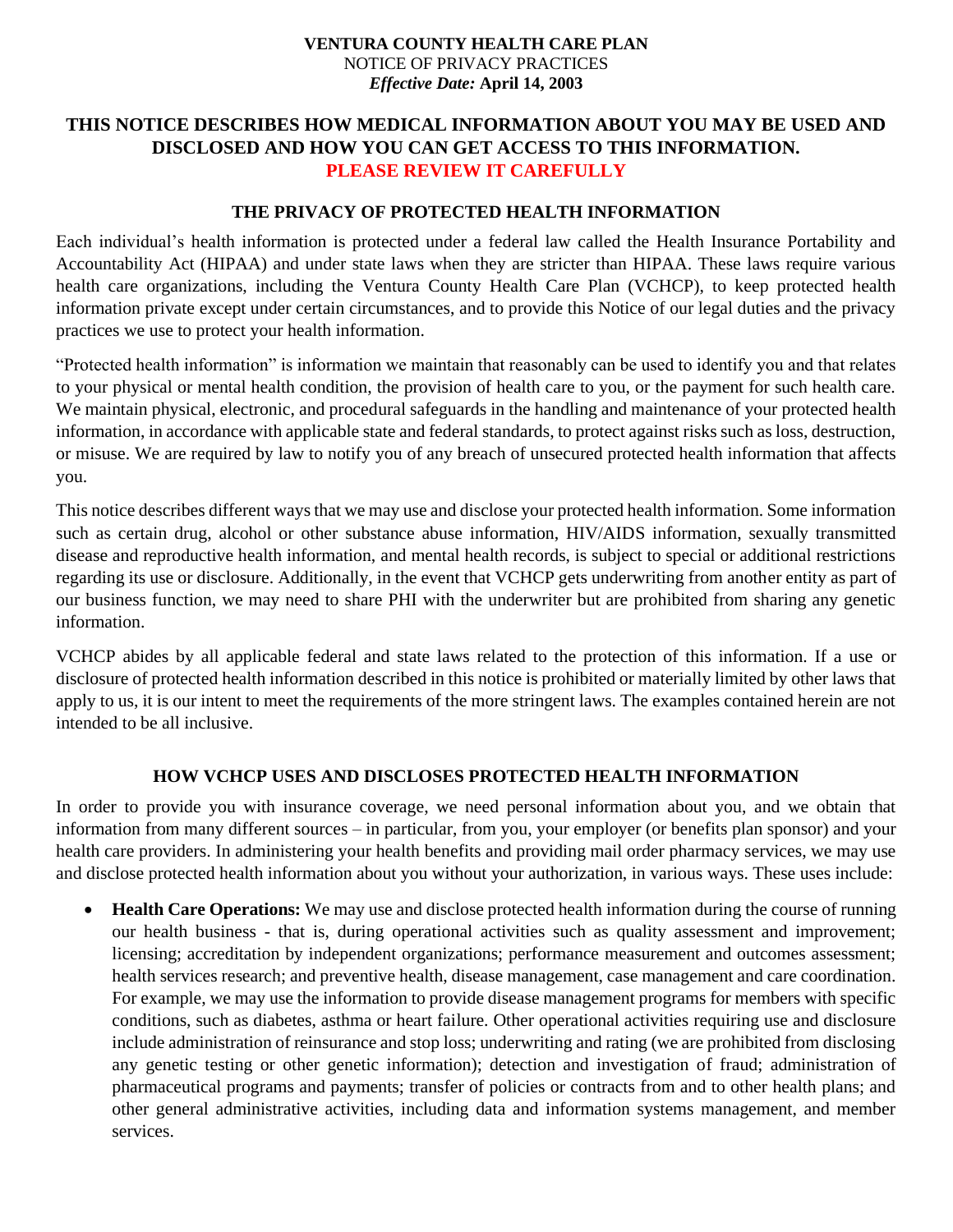**VENTURA COUNTY HEALTH CARE PLAN**
NOTICE OF PRIVACY PRACTICES
*Effective Date:* **April 14, 2003**

# THIS NOTICE DESCRIBES HOW MEDICAL INFORMATION ABOUT YOU MAY BE USED AND DISCLOSED AND HOW YOU CAN GET ACCESS TO THIS INFORMATION. PLEASE REVIEW IT CAREFULLY

## THE PRIVACY OF PROTECTED HEALTH INFORMATION

Each individual's health information is protected under a federal law called the Health Insurance Portability and Accountability Act (HIPAA) and under state laws when they are stricter than HIPAA. These laws require various health care organizations, including the Ventura County Health Care Plan (VCHCP), to keep protected health information private except under certain circumstances, and to provide this Notice of our legal duties and the privacy practices we use to protect your health information.

"Protected health information" is information we maintain that reasonably can be used to identify you and that relates to your physical or mental health condition, the provision of health care to you, or the payment for such health care. We maintain physical, electronic, and procedural safeguards in the handling and maintenance of your protected health information, in accordance with applicable state and federal standards, to protect against risks such as loss, destruction, or misuse. We are required by law to notify you of any breach of unsecured protected health information that affects you.

This notice describes different ways that we may use and disclose your protected health information. Some information such as certain drug, alcohol or other substance abuse information, HIV/AIDS information, sexually transmitted disease and reproductive health information, and mental health records, is subject to special or additional restrictions regarding its use or disclosure. Additionally, in the event that VCHCP gets underwriting from another entity as part of our business function, we may need to share PHI with the underwriter but are prohibited from sharing any genetic information.

VCHCP abides by all applicable federal and state laws related to the protection of this information. If a use or disclosure of protected health information described in this notice is prohibited or materially limited by other laws that apply to us, it is our intent to meet the requirements of the more stringent laws. The examples contained herein are not intended to be all inclusive.

## HOW VCHCP USES AND DISCLOSES PROTECTED HEALTH INFORMATION

In order to provide you with insurance coverage, we need personal information about you, and we obtain that information from many different sources – in particular, from you, your employer (or benefits plan sponsor) and your health care providers. In administering your health benefits and providing mail order pharmacy services, we may use and disclose protected health information about you without your authorization, in various ways. These uses include:

- **Health Care Operations:** We may use and disclose protected health information during the course of running our health business - that is, during operational activities such as quality assessment and improvement; licensing; accreditation by independent organizations; performance measurement and outcomes assessment; health services research; and preventive health, disease management, case management and care coordination. For example, we may use the information to provide disease management programs for members with specific conditions, such as diabetes, asthma or heart failure. Other operational activities requiring use and disclosure include administration of reinsurance and stop loss; underwriting and rating (we are prohibited from disclosing any genetic testing or other genetic information); detection and investigation of fraud; administration of pharmaceutical programs and payments; transfer of policies or contracts from and to other health plans; and other general administrative activities, including data and information systems management, and member services.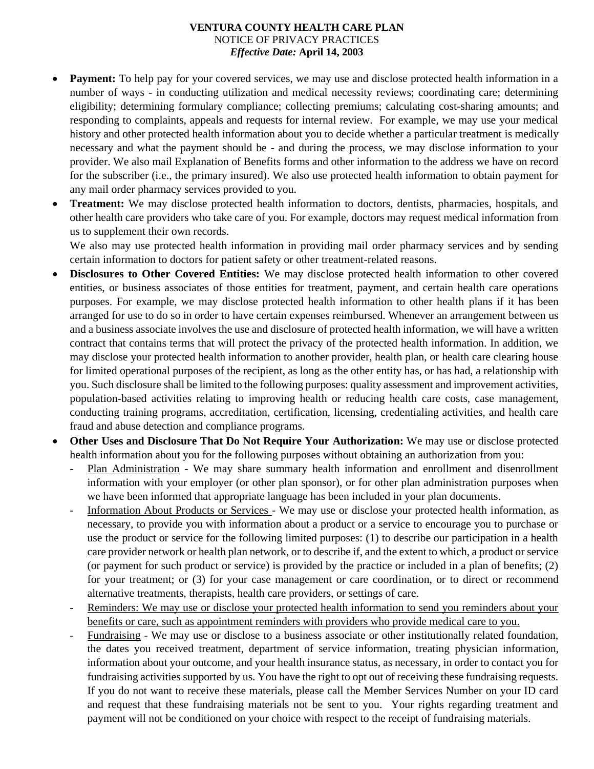- **Payment:** To help pay for your covered services, we may use and disclose protected health information in a number of ways - in conducting utilization and medical necessity reviews; coordinating care; determining eligibility; determining formulary compliance; collecting premiums; calculating cost-sharing amounts; and responding to complaints, appeals and requests for internal review. For example, we may use your medical history and other protected health information about you to decide whether a particular treatment is medically necessary and what the payment should be - and during the process, we may disclose information to your provider. We also mail Explanation of Benefits forms and other information to the address we have on record for the subscriber (i.e., the primary insured). We also use protected health information to obtain payment for any mail order pharmacy services provided to you.
- **Treatment:** We may disclose protected health information to doctors, dentists, pharmacies, hospitals, and other health care providers who take care of you. For example, doctors may request medical information from us to supplement their own records.

  We also may use protected health information in providing mail order pharmacy services and by sending certain information to doctors for patient safety or other treatment-related reasons.
- **Disclosures to Other Covered Entities:** We may disclose protected health information to other covered entities, or business associates of those entities for treatment, payment, and certain health care operations purposes. For example, we may disclose protected health information to other health plans if it has been arranged for use to do so in order to have certain expenses reimbursed. Whenever an arrangement between us and a business associate involves the use and disclosure of protected health information, we will have a written contract that contains terms that will protect the privacy of the protected health information. In addition, we may disclose your protected health information to another provider, health plan, or health care clearing house for limited operational purposes of the recipient, as long as the other entity has, or has had, a relationship with you. Such disclosure shall be limited to the following purposes: quality assessment and improvement activities, population-based activities relating to improving health or reducing health care costs, case management, conducting training programs, accreditation, certification, licensing, credentialing activities, and health care fraud and abuse detection and compliance programs.
- **Other Uses and Disclosure That Do Not Require Your Authorization:** We may use or disclose protected health information about you for the following purposes without obtaining an authorization from you:
  - Plan Administration - We may share summary health information and enrollment and disenrollment information with your employer (or other plan sponsor), or for other plan administration purposes when we have been informed that appropriate language has been included in your plan documents.
  - Information About Products or Services - We may use or disclose your protected health information, as necessary, to provide you with information about a product or a service to encourage you to purchase or use the product or service for the following limited purposes: (1) to describe our participation in a health care provider network or health plan network, or to describe if, and the extent to which, a product or service (or payment for such product or service) is provided by the practice or included in a plan of benefits; (2) for your treatment; or (3) for your case management or care coordination, or to direct or recommend alternative treatments, therapists, health care providers, or settings of care.
  - Reminders: We may use or disclose your protected health information to send you reminders about your benefits or care, such as appointment reminders with providers who provide medical care to you.
  - Fundraising - We may use or disclose to a business associate or other institutionally related foundation, the dates you received treatment, department of service information, treating physician information, information about your outcome, and your health insurance status, as necessary, in order to contact you for fundraising activities supported by us. You have the right to opt out of receiving these fundraising requests. If you do not want to receive these materials, please call the Member Services Number on your ID card and request that these fundraising materials not be sent to you. Your rights regarding treatment and payment will not be conditioned on your choice with respect to the receipt of fundraising materials.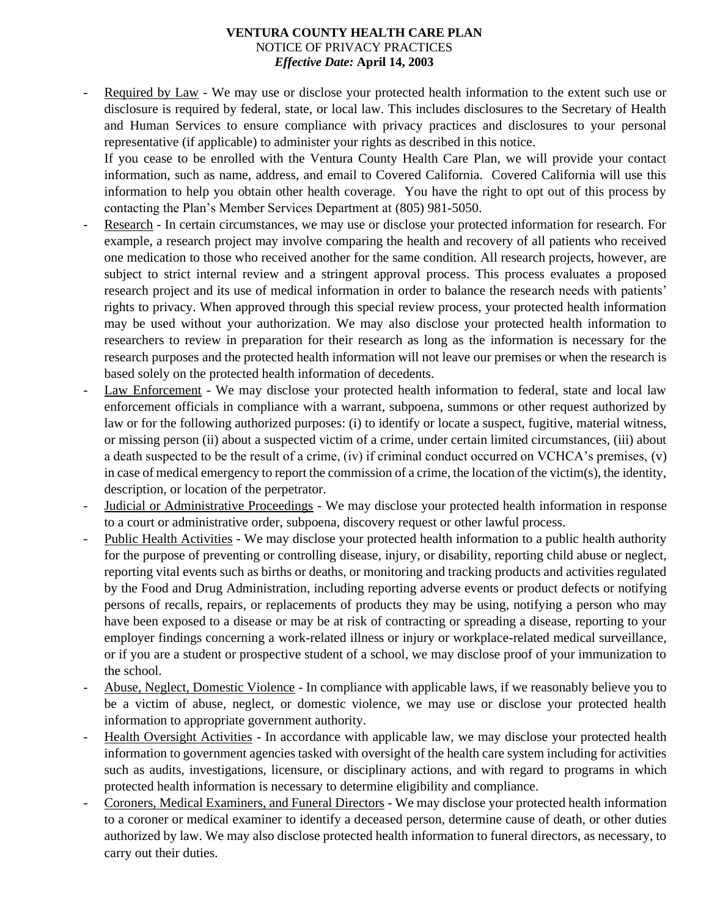- Required by Law - We may use or disclose your protected health information to the extent such use or disclosure is required by federal, state, or local law. This includes disclosures to the Secretary of Health and Human Services to ensure compliance with privacy practices and disclosures to your personal representative (if applicable) to administer your rights as described in this notice.

  If you cease to be enrolled with the Ventura County Health Care Plan, we will provide your contact information, such as name, address, and email to Covered California. Covered California will use this information to help you obtain other health coverage. You have the right to opt out of this process by contacting the Plan's Member Services Department at (805) 981-5050.
- Research - In certain circumstances, we may use or disclose your protected information for research. For example, a research project may involve comparing the health and recovery of all patients who received one medication to those who received another for the same condition. All research projects, however, are subject to strict internal review and a stringent approval process. This process evaluates a proposed research project and its use of medical information in order to balance the research needs with patients' rights to privacy. When approved through this special review process, your protected health information may be used without your authorization. We may also disclose your protected health information to researchers to review in preparation for their research as long as the information is necessary for the research purposes and the protected health information will not leave our premises or when the research is based solely on the protected health information of decedents.
- Law Enforcement - We may disclose your protected health information to federal, state and local law enforcement officials in compliance with a warrant, subpoena, summons or other request authorized by law or for the following authorized purposes: (i) to identify or locate a suspect, fugitive, material witness, or missing person (ii) about a suspected victim of a crime, under certain limited circumstances, (iii) about a death suspected to be the result of a crime, (iv) if criminal conduct occurred on VCHCA's premises, (v) in case of medical emergency to report the commission of a crime, the location of the victim(s), the identity, description, or location of the perpetrator.
- Judicial or Administrative Proceedings - We may disclose your protected health information in response to a court or administrative order, subpoena, discovery request or other lawful process.
- Public Health Activities - We may disclose your protected health information to a public health authority for the purpose of preventing or controlling disease, injury, or disability, reporting child abuse or neglect, reporting vital events such as births or deaths, or monitoring and tracking products and activities regulated by the Food and Drug Administration, including reporting adverse events or product defects or notifying persons of recalls, repairs, or replacements of products they may be using, notifying a person who may have been exposed to a disease or may be at risk of contracting or spreading a disease, reporting to your employer findings concerning a work-related illness or injury or workplace-related medical surveillance, or if you are a student or prospective student of a school, we may disclose proof of your immunization to the school.
- Abuse, Neglect, Domestic Violence - In compliance with applicable laws, if we reasonably believe you to be a victim of abuse, neglect, or domestic violence, we may use or disclose your protected health information to appropriate government authority.
- Health Oversight Activities - In accordance with applicable law, we may disclose your protected health information to government agencies tasked with oversight of the health care system including for activities such as audits, investigations, licensure, or disciplinary actions, and with regard to programs in which protected health information is necessary to determine eligibility and compliance.
- Coroners, Medical Examiners, and Funeral Directors - We may disclose your protected health information to a coroner or medical examiner to identify a deceased person, determine cause of death, or other duties authorized by law. We may also disclose protected health information to funeral directors, as necessary, to carry out their duties.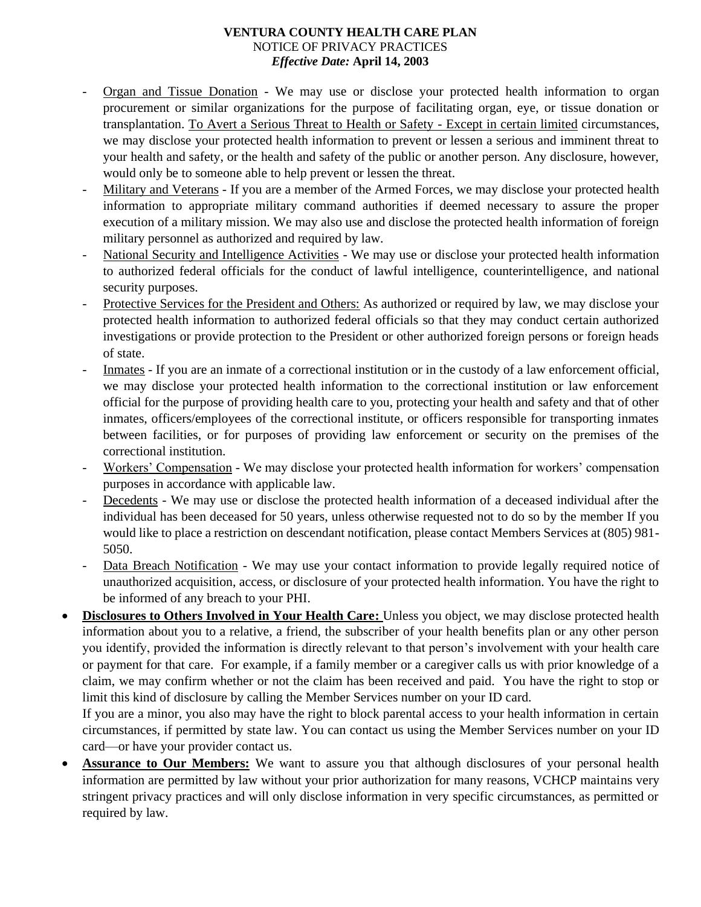- Organ and Tissue Donation - We may use or disclose your protected health information to organ procurement or similar organizations for the purpose of facilitating organ, eye, or tissue donation or transplantation. To Avert a Serious Threat to Health or Safety - Except in certain limited circumstances, we may disclose your protected health information to prevent or lessen a serious and imminent threat to your health and safety, or the health and safety of the public or another person. Any disclosure, however, would only be to someone able to help prevent or lessen the threat.
- Military and Veterans - If you are a member of the Armed Forces, we may disclose your protected health information to appropriate military command authorities if deemed necessary to assure the proper execution of a military mission. We may also use and disclose the protected health information of foreign military personnel as authorized and required by law.
- National Security and Intelligence Activities - We may use or disclose your protected health information to authorized federal officials for the conduct of lawful intelligence, counterintelligence, and national security purposes.
- Protective Services for the President and Others: As authorized or required by law, we may disclose your protected health information to authorized federal officials so that they may conduct certain authorized investigations or provide protection to the President or other authorized foreign persons or foreign heads of state.
- Inmates - If you are an inmate of a correctional institution or in the custody of a law enforcement official, we may disclose your protected health information to the correctional institution or law enforcement official for the purpose of providing health care to you, protecting your health and safety and that of other inmates, officers/employees of the correctional institute, or officers responsible for transporting inmates between facilities, or for purposes of providing law enforcement or security on the premises of the correctional institution.
- Workers' Compensation - We may disclose your protected health information for workers' compensation purposes in accordance with applicable law.
- Decedents - We may use or disclose the protected health information of a deceased individual after the individual has been deceased for 50 years, unless otherwise requested not to do so by the member If you would like to place a restriction on descendant notification, please contact Members Services at (805) 981-5050.
- Data Breach Notification - We may use your contact information to provide legally required notice of unauthorized acquisition, access, or disclosure of your protected health information. You have the right to be informed of any breach to your PHI.

- **Disclosures to Others Involved in Your Health Care:** Unless you object, we may disclose protected health information about you to a relative, a friend, the subscriber of your health benefits plan or any other person you identify, provided the information is directly relevant to that person's involvement with your health care or payment for that care. For example, if a family member or a caregiver calls us with prior knowledge of a claim, we may confirm whether or not the claim has been received and paid. You have the right to stop or limit this kind of disclosure by calling the Member Services number on your ID card.

  If you are a minor, you also may have the right to block parental access to your health information in certain circumstances, if permitted by state law. You can contact us using the Member Services number on your ID card—or have your provider contact us.
- **Assurance to Our Members:** We want to assure you that although disclosures of your personal health information are permitted by law without your prior authorization for many reasons, VCHCP maintains very stringent privacy practices and will only disclose information in very specific circumstances, as permitted or required by law.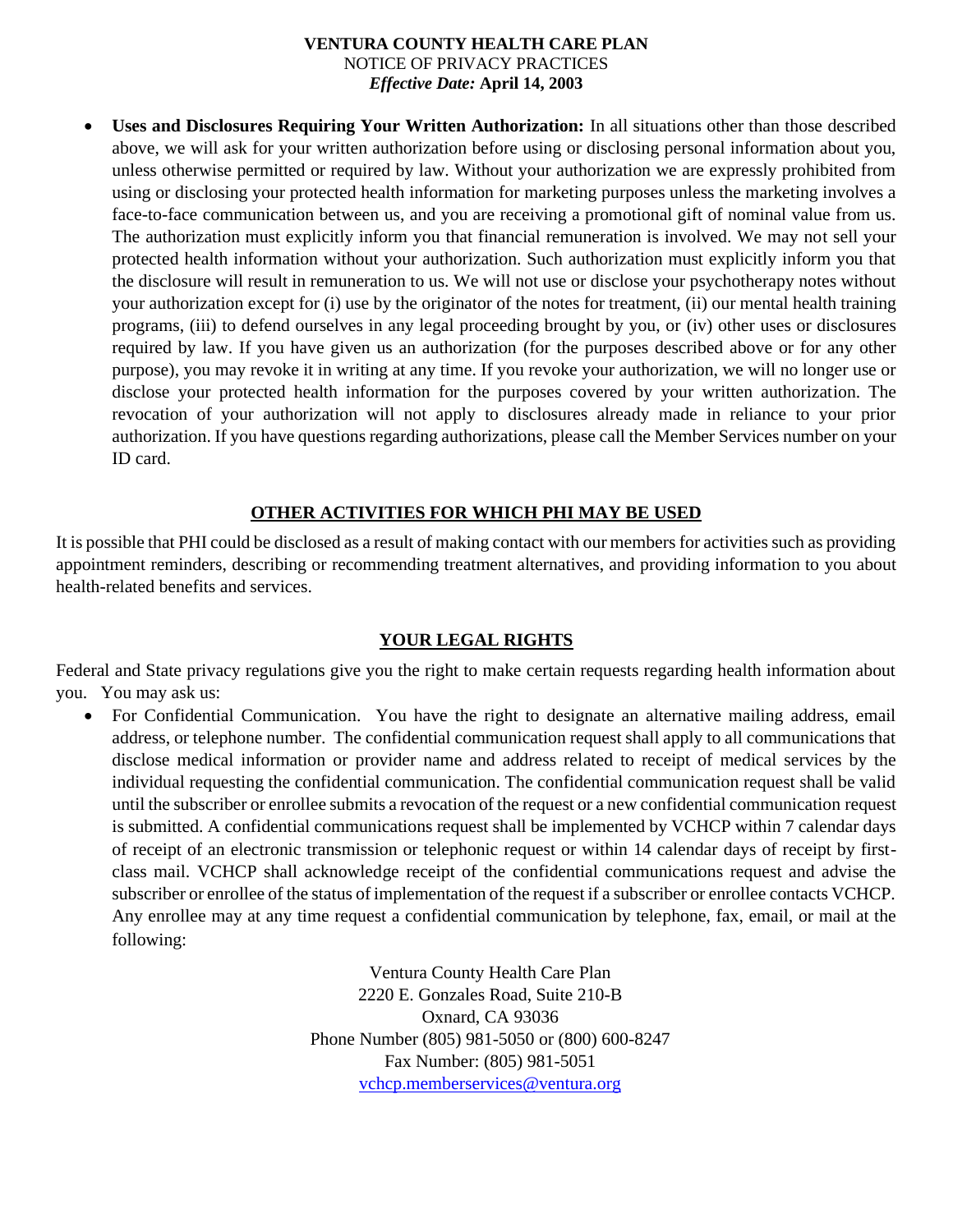- **Uses and Disclosures Requiring Your Written Authorization:** In all situations other than those described above, we will ask for your written authorization before using or disclosing personal information about you, unless otherwise permitted or required by law. Without your authorization we are expressly prohibited from using or disclosing your protected health information for marketing purposes unless the marketing involves a face-to-face communication between us, and you are receiving a promotional gift of nominal value from us. The authorization must explicitly inform you that financial remuneration is involved. We may not sell your protected health information without your authorization. Such authorization must explicitly inform you that the disclosure will result in remuneration to us. We will not use or disclose your psychotherapy notes without your authorization except for (i) use by the originator of the notes for treatment, (ii) our mental health training programs, (iii) to defend ourselves in any legal proceeding brought by you, or (iv) other uses or disclosures required by law. If you have given us an authorization (for the purposes described above or for any other purpose), you may revoke it in writing at any time. If you revoke your authorization, we will no longer use or disclose your protected health information for the purposes covered by your written authorization. The revocation of your authorization will not apply to disclosures already made in reliance to your prior authorization. If you have questions regarding authorizations, please call the Member Services number on your ID card.

## OTHER ACTIVITIES FOR WHICH PHI MAY BE USED

It is possible that PHI could be disclosed as a result of making contact with our members for activities such as providing appointment reminders, describing or recommending treatment alternatives, and providing information to you about health-related benefits and services.

## YOUR LEGAL RIGHTS

Federal and State privacy regulations give you the right to make certain requests regarding health information about you. You may ask us:

- For Confidential Communication. You have the right to designate an alternative mailing address, email address, or telephone number. The confidential communication request shall apply to all communications that disclose medical information or provider name and address related to receipt of medical services by the individual requesting the confidential communication. The confidential communication request shall be valid until the subscriber or enrollee submits a revocation of the request or a new confidential communication request is submitted. A confidential communications request shall be implemented by VCHCP within 7 calendar days of receipt of an electronic transmission or telephonic request or within 14 calendar days of receipt by first-class mail. VCHCP shall acknowledge receipt of the confidential communications request and advise the subscriber or enrollee of the status of implementation of the request if a subscriber or enrollee contacts VCHCP. Any enrollee may at any time request a confidential communication by telephone, fax, email, or mail at the following:

  Ventura County Health Care Plan
  2220 E. Gonzales Road, Suite 210-B
  Oxnard, CA 93036
  Phone Number (805) 981-5050 or (800) 600-8247
  Fax Number: (805) 981-5051
  vchcp.memberservices@ventura.org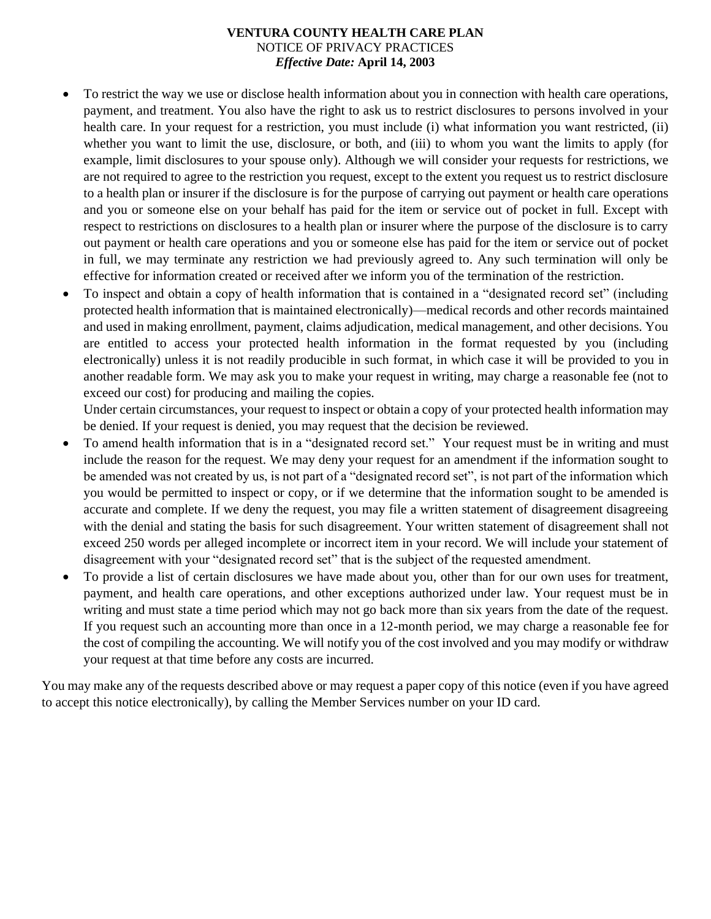- To restrict the way we use or disclose health information about you in connection with health care operations, payment, and treatment. You also have the right to ask us to restrict disclosures to persons involved in your health care. In your request for a restriction, you must include (i) what information you want restricted, (ii) whether you want to limit the use, disclosure, or both, and (iii) to whom you want the limits to apply (for example, limit disclosures to your spouse only). Although we will consider your requests for restrictions, we are not required to agree to the restriction you request, except to the extent you request us to restrict disclosure to a health plan or insurer if the disclosure is for the purpose of carrying out payment or health care operations and you or someone else on your behalf has paid for the item or service out of pocket in full. Except with respect to restrictions on disclosures to a health plan or insurer where the purpose of the disclosure is to carry out payment or health care operations and you or someone else has paid for the item or service out of pocket in full, we may terminate any restriction we had previously agreed to. Any such termination will only be effective for information created or received after we inform you of the termination of the restriction.
- To inspect and obtain a copy of health information that is contained in a "designated record set" (including protected health information that is maintained electronically)—medical records and other records maintained and used in making enrollment, payment, claims adjudication, medical management, and other decisions. You are entitled to access your protected health information in the format requested by you (including electronically) unless it is not readily producible in such format, in which case it will be provided to you in another readable form. We may ask you to make your request in writing, may charge a reasonable fee (not to exceed our cost) for producing and mailing the copies.
  Under certain circumstances, your request to inspect or obtain a copy of your protected health information may be denied. If your request is denied, you may request that the decision be reviewed.
- To amend health information that is in a "designated record set." Your request must be in writing and must include the reason for the request. We may deny your request for an amendment if the information sought to be amended was not created by us, is not part of a "designated record set", is not part of the information which you would be permitted to inspect or copy, or if we determine that the information sought to be amended is accurate and complete. If we deny the request, you may file a written statement of disagreement disagreeing with the denial and stating the basis for such disagreement. Your written statement of disagreement shall not exceed 250 words per alleged incomplete or incorrect item in your record. We will include your statement of disagreement with your "designated record set" that is the subject of the requested amendment.
- To provide a list of certain disclosures we have made about you, other than for our own uses for treatment, payment, and health care operations, and other exceptions authorized under law. Your request must be in writing and must state a time period which may not go back more than six years from the date of the request. If you request such an accounting more than once in a 12-month period, we may charge a reasonable fee for the cost of compiling the accounting. We will notify you of the cost involved and you may modify or withdraw your request at that time before any costs are incurred.

You may make any of the requests described above or may request a paper copy of this notice (even if you have agreed to accept this notice electronically), by calling the Member Services number on your ID card.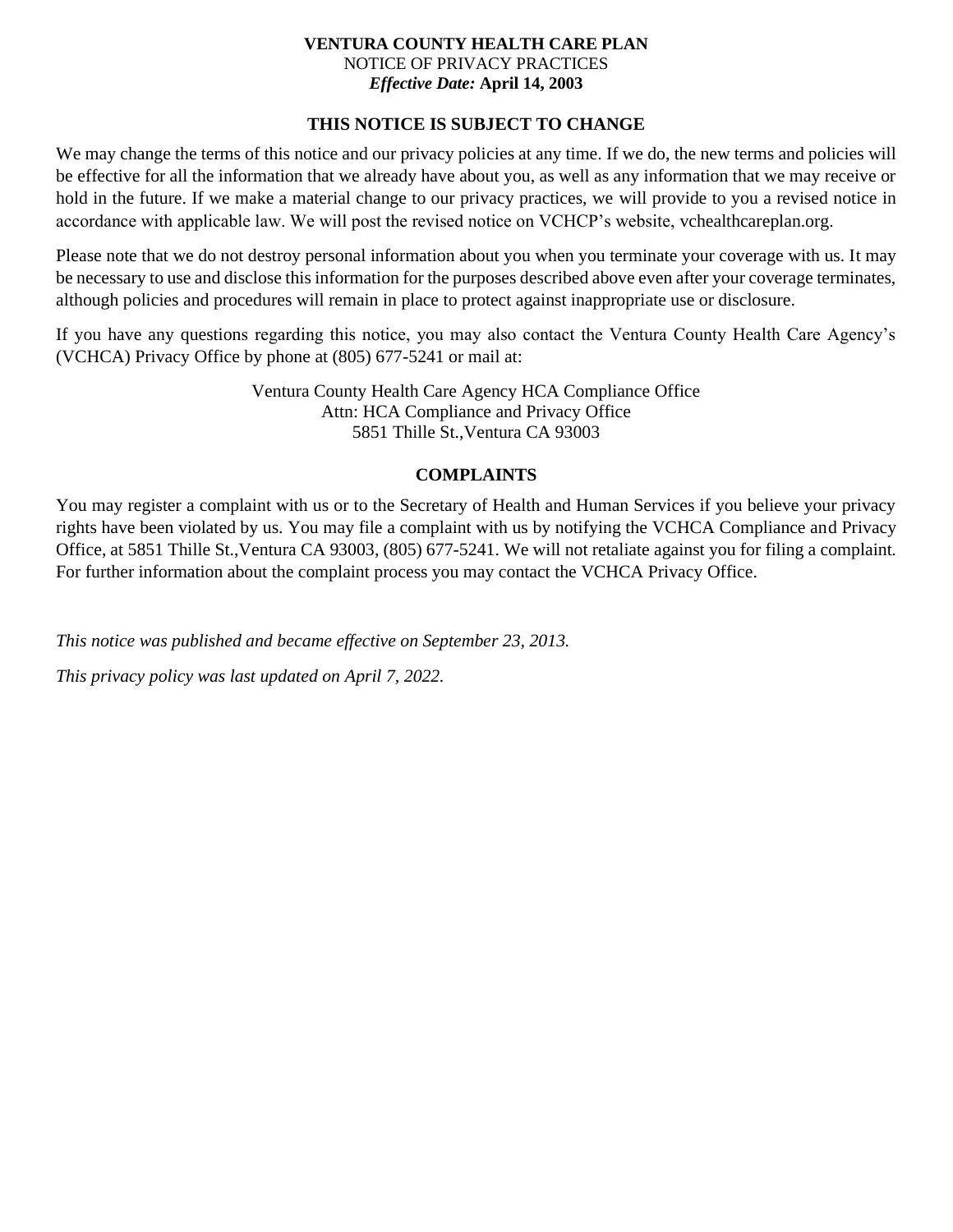**VENTURA COUNTY HEALTH CARE PLAN**
NOTICE OF PRIVACY PRACTICES
*Effective Date:* **April 14, 2003**

## THIS NOTICE IS SUBJECT TO CHANGE

We may change the terms of this notice and our privacy policies at any time. If we do, the new terms and policies will be effective for all the information that we already have about you, as well as any information that we may receive or hold in the future. If we make a material change to our privacy practices, we will provide to you a revised notice in accordance with applicable law. We will post the revised notice on VCHCP's website, vchealthcareplan.org.

Please note that we do not destroy personal information about you when you terminate your coverage with us. It may be necessary to use and disclose this information for the purposes described above even after your coverage terminates, although policies and procedures will remain in place to protect against inappropriate use or disclosure.

If you have any questions regarding this notice, you may also contact the Ventura County Health Care Agency's (VCHCA) Privacy Office by phone at (805) 677-5241 or mail at:

Ventura County Health Care Agency HCA Compliance Office
Attn: HCA Compliance and Privacy Office
5851 Thille St.,Ventura CA 93003

## COMPLAINTS

You may register a complaint with us or to the Secretary of Health and Human Services if you believe your privacy rights have been violated by us. You may file a complaint with us by notifying the VCHCA Compliance and Privacy Office, at 5851 Thille St.,Ventura CA 93003, (805) 677-5241. We will not retaliate against you for filing a complaint. For further information about the complaint process you may contact the VCHCA Privacy Office.

*This notice was published and became effective on September 23, 2013.*

*This privacy policy was last updated on April 7, 2022.*